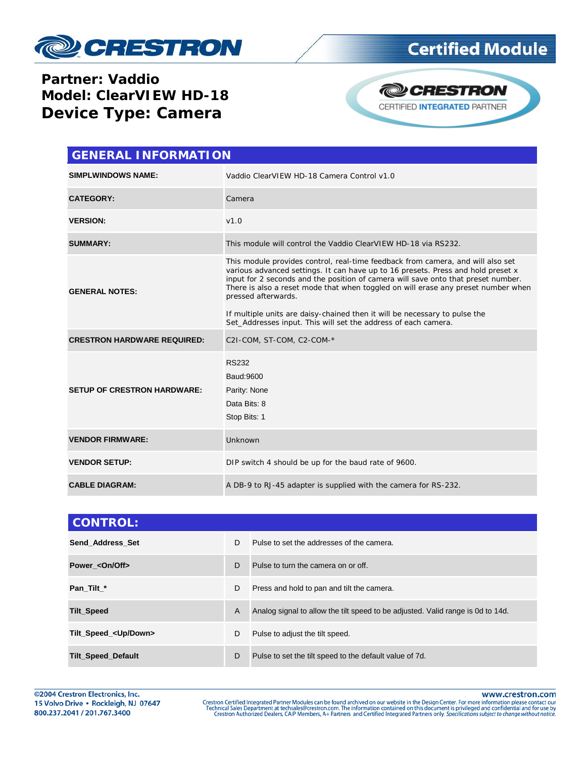Certified Module

**Partner: Vaddio**
**Model: ClearVIEW HD-18**
**Device Type: Camera**

CERTIFIED INTEGRATED PARTNER

## GENERAL INFORMATION

| | |
|---|---|
| **SIMPLWINDOWS NAME:** | Vaddio ClearVIEW HD-18 Camera Control v1.0 |
| **CATEGORY:** | Camera |
| **VERSION:** | v1.0 |
| **SUMMARY:** | This module will control the Vaddio ClearVIEW HD-18 via RS232. |
| **GENERAL NOTES:** | This module provides control, real-time feedback from camera, and will also set various advanced settings. It can have up to 16 presets. Press and hold preset x input for 2 seconds and the position of camera will save onto that preset number. There is also a reset mode that when toggled on will erase any preset number when pressed afterwards.<br><br>If multiple units are daisy-chained then it will be necessary to pulse the Set_Addresses input. This will set the address of each camera. |
| **CRESTRON HARDWARE REQUIRED:** | C2I-COM, ST-COM, C2-COM-* |
| **SETUP OF CRESTRON HARDWARE:** | RS232<br>Baud:9600<br>Parity: None<br>Data Bits: 8<br>Stop Bits: 1 |
| **VENDOR FIRMWARE:** | Unknown |
| **VENDOR SETUP:** | DIP switch 4 should be up for the baud rate of 9600. |
| **CABLE DIAGRAM:** | A DB-9 to RJ-45 adapter is supplied with the camera for RS-232. |

## CONTROL:

| | | |
|---|---|---|
| **Send_Address_Set** | D | Pulse to set the addresses of the camera. |
| **Power_<On/Off>** | D | Pulse to turn the camera on or off. |
| **Pan_Tilt_*** | D | Press and hold to pan and tilt the camera. |
| **Tilt_Speed** | A | Analog signal to allow the tilt speed to be adjusted. Valid range is 0d to 14d. |
| **Tilt_Speed_<Up/Down>** | D | Pulse to adjust the tilt speed. |
| **Tilt_Speed_Default** | D | Pulse to set the tilt speed to the default value of 7d. |

©2004 Crestron Electronics, Inc.
15 Volvo Drive • Rockleigh, NJ 07647
800.237.2041 / 201.767.3400

www.crestron.com
Crestron Certified Integrated Partner Modules can be found archived on our website in the Design Center. For more information please contact our Technical Sales Department at techsales@crestron.com. The information contained on this document is privileged and confidential and for use by Crestron Authorized Dealers, CAIP Members, A+ Partners and Certified Integrated Partners only. *Specifications subject to change without notice.*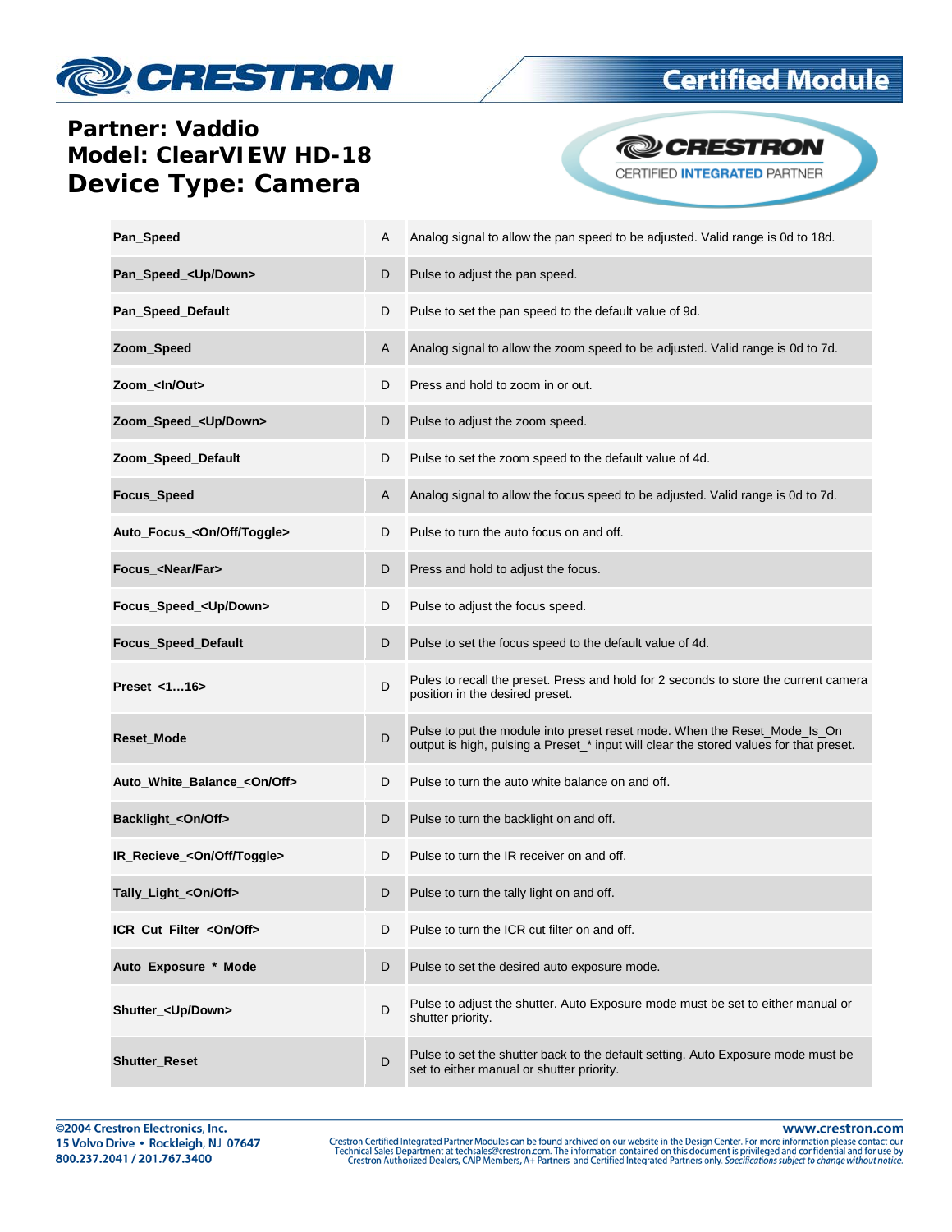**Partner: Vaddio**
**Model: ClearVIEW HD-18**
**Device Type: Camera**

| | | |
|---|---|---|
| **Pan_Speed** | A | Analog signal to allow the pan speed to be adjusted. Valid range is 0d to 18d. |
| **Pan_Speed_<Up/Down>** | D | Pulse to adjust the pan speed. |
| **Pan_Speed_Default** | D | Pulse to set the pan speed to the default value of 9d. |
| **Zoom_Speed** | A | Analog signal to allow the zoom speed to be adjusted. Valid range is 0d to 7d. |
| **Zoom_<In/Out>** | D | Press and hold to zoom in or out. |
| **Zoom_Speed_<Up/Down>** | D | Pulse to adjust the zoom speed. |
| **Zoom_Speed_Default** | D | Pulse to set the zoom speed to the default value of 4d. |
| **Focus_Speed** | A | Analog signal to allow the focus speed to be adjusted. Valid range is 0d to 7d. |
| **Auto_Focus_<On/Off/Toggle>** | D | Pulse to turn the auto focus on and off. |
| **Focus_<Near/Far>** | D | Press and hold to adjust the focus. |
| **Focus_Speed_<Up/Down>** | D | Pulse to adjust the focus speed. |
| **Focus_Speed_Default** | D | Pulse to set the focus speed to the default value of 4d. |
| **Preset_<1…16>** | D | Pules to recall the preset. Press and hold for 2 seconds to store the current camera position in the desired preset. |
| **Reset_Mode** | D | Pulse to put the module into preset reset mode. When the Reset_Mode_Is_On output is high, pulsing a Preset_* input will clear the stored values for that preset. |
| **Auto_White_Balance_<On/Off>** | D | Pulse to turn the auto white balance on and off. |
| **Backlight_<On/Off>** | D | Pulse to turn the backlight on and off. |
| **IR_Recieve_<On/Off/Toggle>** | D | Pulse to turn the IR receiver on and off. |
| **Tally_Light_<On/Off>** | D | Pulse to turn the tally light on and off. |
| **ICR_Cut_Filter_<On/Off>** | D | Pulse to turn the ICR cut filter on and off. |
| **Auto_Exposure_*_Mode** | D | Pulse to set the desired auto exposure mode. |
| **Shutter_<Up/Down>** | D | Pulse to adjust the shutter. Auto Exposure mode must be set to either manual or shutter priority. |
| **Shutter_Reset** | D | Pulse to set the shutter back to the default setting. Auto Exposure mode must be set to either manual or shutter priority. |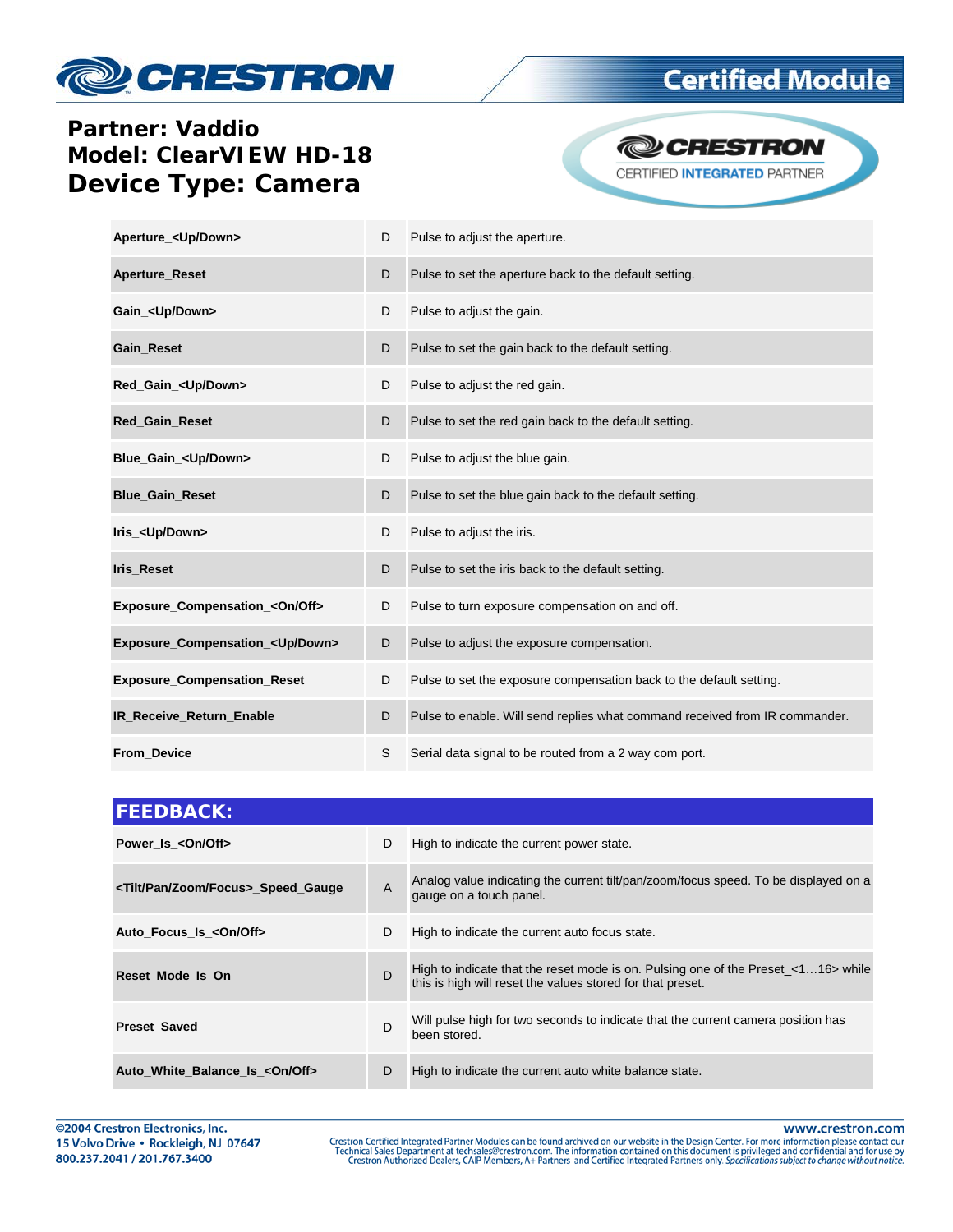# Partner: Vaddio
# Model: ClearVIEW HD-18
# Device Type: Camera

| | | |
|---|---|---|
| **Aperture_<Up/Down>** | D | Pulse to adjust the aperture. |
| **Aperture_Reset** | D | Pulse to set the aperture back to the default setting. |
| **Gain_<Up/Down>** | D | Pulse to adjust the gain. |
| **Gain_Reset** | D | Pulse to set the gain back to the default setting. |
| **Red_Gain_<Up/Down>** | D | Pulse to adjust the red gain. |
| **Red_Gain_Reset** | D | Pulse to set the red gain back to the default setting. |
| **Blue_Gain_<Up/Down>** | D | Pulse to adjust the blue gain. |
| **Blue_Gain_Reset** | D | Pulse to set the blue gain back to the default setting. |
| **Iris_<Up/Down>** | D | Pulse to adjust the iris. |
| **Iris_Reset** | D | Pulse to set the iris back to the default setting. |
| **Exposure_Compensation_<On/Off>** | D | Pulse to turn exposure compensation on and off. |
| **Exposure_Compensation_<Up/Down>** | D | Pulse to adjust the exposure compensation. |
| **Exposure_Compensation_Reset** | D | Pulse to set the exposure compensation back to the default setting. |
| **IR_Receive_Return_Enable** | D | Pulse to enable. Will send replies what command received from IR commander. |
| **From_Device** | S | Serial data signal to be routed from a 2 way com port. |

## FEEDBACK:

| | | |
|---|---|---|
| **Power_Is_<On/Off>** | D | High to indicate the current power state. |
| **<Tilt/Pan/Zoom/Focus>_Speed_Gauge** | A | Analog value indicating the current tilt/pan/zoom/focus speed. To be displayed on a gauge on a touch panel. |
| **Auto_Focus_Is_<On/Off>** | D | High to indicate the current auto focus state. |
| **Reset_Mode_Is_On** | D | High to indicate that the reset mode is on. Pulsing one of the Preset_<1…16> while this is high will reset the values stored for that preset. |
| **Preset_Saved** | D | Will pulse high for two seconds to indicate that the current camera position has been stored. |
| **Auto_White_Balance_Is_<On/Off>** | D | High to indicate the current auto white balance state. |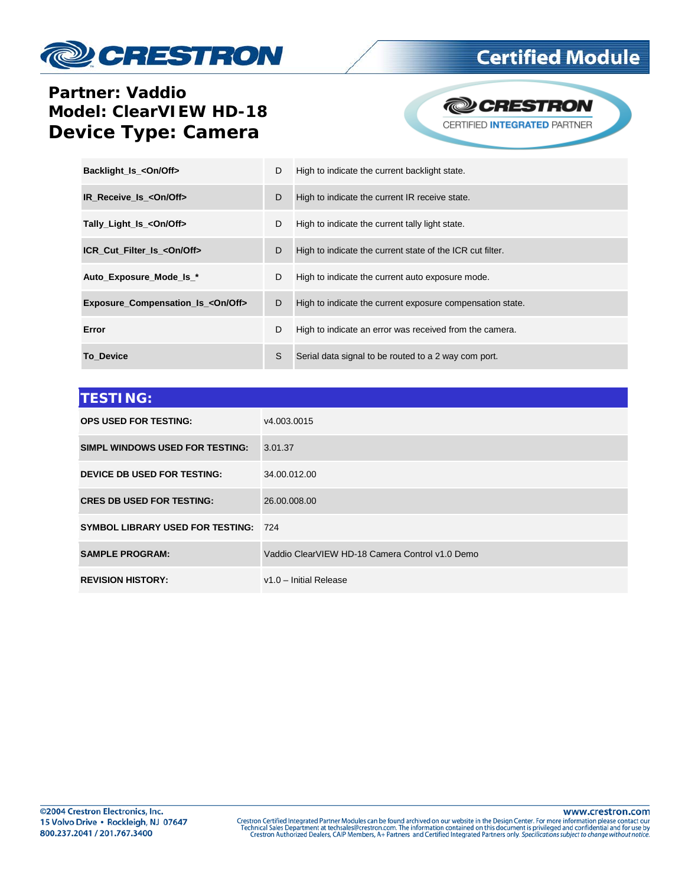Partner: Vaddio
Model: ClearVIEW HD-18
Device Type: Camera

| | | |
|---|---|---|
| **Backlight_Is_<On/Off>** | D | High to indicate the current backlight state. |
| **IR_Receive_Is_<On/Off>** | D | High to indicate the current IR receive state. |
| **Tally_Light_Is_<On/Off>** | D | High to indicate the current tally light state. |
| **ICR_Cut_Filter_Is_<On/Off>** | D | High to indicate the current state of the ICR cut filter. |
| **Auto_Exposure_Mode_Is_*** | D | High to indicate the current auto exposure mode. |
| **Exposure_Compensation_Is_<On/Off>** | D | High to indicate the current exposure compensation state. |
| **Error** | D | High to indicate an error was received from the camera. |
| **To_Device** | S | Serial data signal to be routed to a 2 way com port. |

## TESTING:

| | |
|---|---|
| **OPS USED FOR TESTING:** | v4.003.0015 |
| **SIMPL WINDOWS USED FOR TESTING:** | 3.01.37 |
| **DEVICE DB USED FOR TESTING:** | 34.00.012.00 |
| **CRES DB USED FOR TESTING:** | 26.00.008.00 |
| **SYMBOL LIBRARY USED FOR TESTING:** | 724 |
| **SAMPLE PROGRAM:** | Vaddio ClearVIEW HD-18 Camera Control v1.0 Demo |
| **REVISION HISTORY:** | v1.0 – Initial Release |